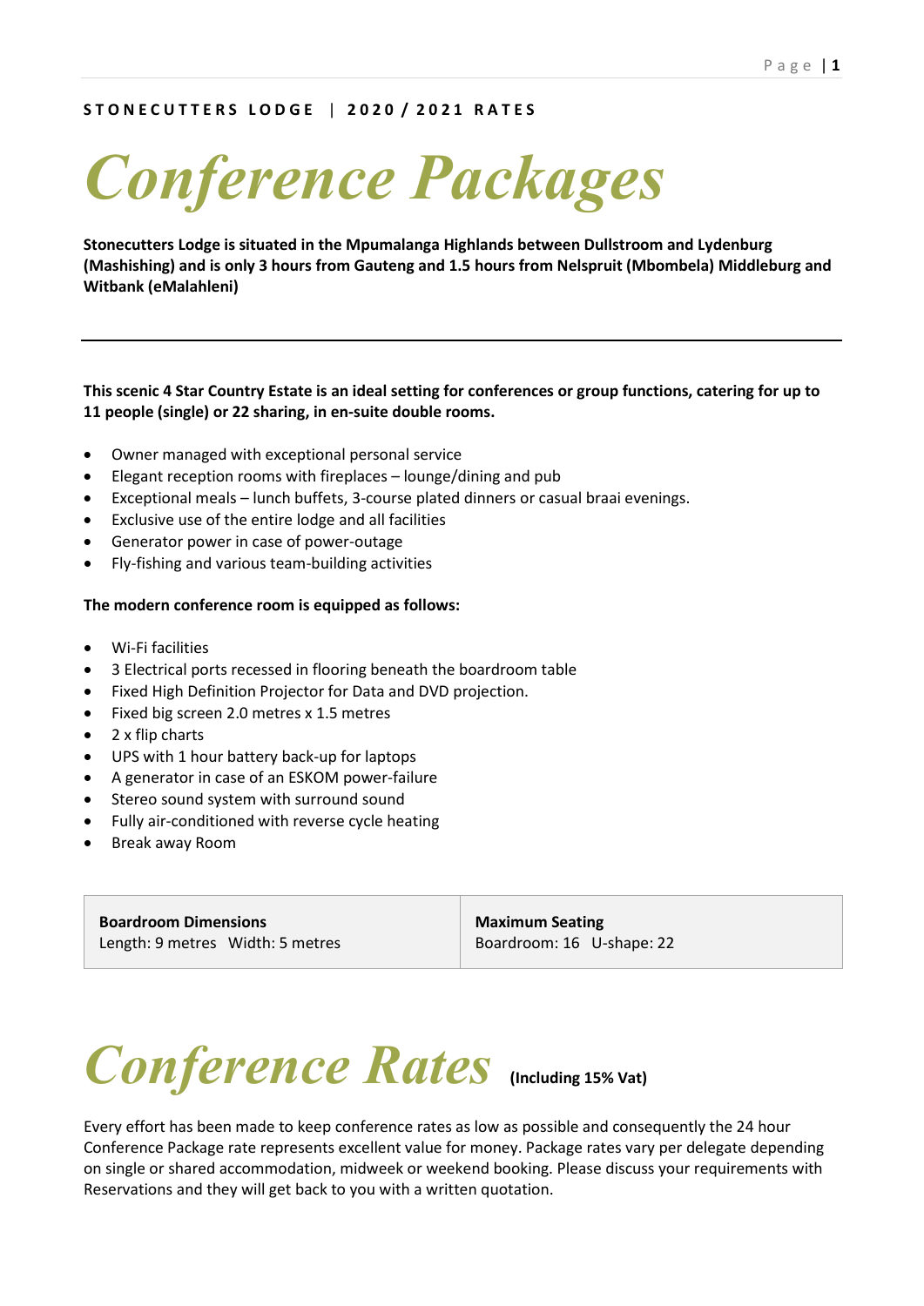**STONECUTTERS LODGE | 2020 / 2021 RATES**

# *Conference Packages*

**Stonecutters Lodge is situated in the Mpumalanga Highlands between Dullstroom and Lydenburg (Mashishing) and is only 3 hours from Gauteng and 1.5 hours from Nelspruit (Mbombela) Middleburg and Witbank (eMalahleni)**

---

**This scenic 4 Star Country Estate is an ideal setting for conferences or group functions, catering for up to 11 people (single) or 22 sharing, in en-suite double rooms.**

- Owner managed with exceptional personal service
- Elegant reception rooms with fireplaces – lounge/dining and pub
- Exceptional meals – lunch buffets, 3-course plated dinners or casual braai evenings.
- Exclusive use of the entire lodge and all facilities
- Generator power in case of power-outage
- Fly-fishing and various team-building activities

**The modern conference room is equipped as follows:**

- Wi-Fi facilities
- 3 Electrical ports recessed in flooring beneath the boardroom table
- Fixed High Definition Projector for Data and DVD projection.
- Fixed big screen 2.0 metres x 1.5 metres
- 2 x flip charts
- UPS with 1 hour battery back-up for laptops
- A generator in case of an ESKOM power-failure
- Stereo sound system with surround sound
- Fully air-conditioned with reverse cycle heating
- Break away Room

| **Boardroom Dimensions** | **Maximum Seating** |
|---|---|
| Length: 9 metres Width: 5 metres | Boardroom: 16 U-shape: 22 |

# *Conference Rates* **(Including 15% Vat)**

Every effort has been made to keep conference rates as low as possible and consequently the 24 hour Conference Package rate represents excellent value for money. Package rates vary per delegate depending on single or shared accommodation, midweek or weekend booking. Please discuss your requirements with Reservations and they will get back to you with a written quotation.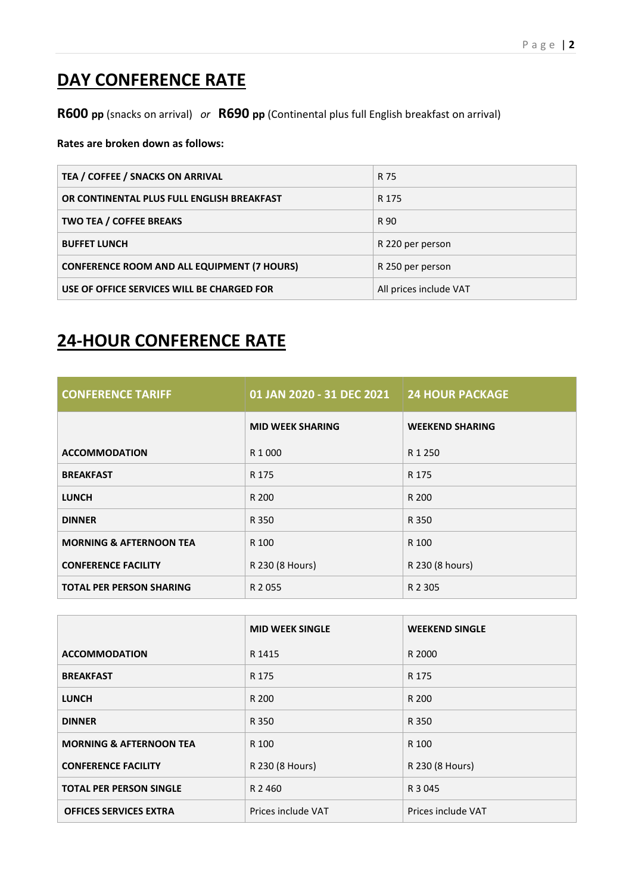# DAY CONFERENCE RATE

**R600 pp** (snacks on arrival) *or* **R690 pp** (Continental plus full English breakfast on arrival)

**Rates are broken down as follows:**

| | |
|---|---|
| **TEA / COFFEE / SNACKS ON ARRIVAL** | R 75 |
| **OR CONTINENTAL PLUS FULL ENGLISH BREAKFAST** | R 175 |
| **TWO TEA / COFFEE BREAKS** | R 90 |
| **BUFFET LUNCH** | R 220 per person |
| **CONFERENCE ROOM AND ALL EQUIPMENT (7 HOURS)** | R 250 per person |
| **USE OF OFFICE SERVICES WILL BE CHARGED FOR** | All prices include VAT |

# 24-HOUR CONFERENCE RATE

| **CONFERENCE TARIFF** | **01 JAN 2020 - 31 DEC 2021** | **24 HOUR PACKAGE** |
|---|---|---|
| | **MID WEEK SHARING** | **WEEKEND SHARING** |
| **ACCOMMODATION** | R 1 000 | R 1 250 |
| **BREAKFAST** | R 175 | R 175 |
| **LUNCH** | R 200 | R 200 |
| **DINNER** | R 350 | R 350 |
| **MORNING & AFTERNOON TEA** | R 100 | R 100 |
| **CONFERENCE FACILITY** | R 230 (8 Hours) | R 230 (8 hours) |
| **TOTAL PER PERSON SHARING** | R 2 055 | R 2 305 |

| | **MID WEEK SINGLE** | **WEEKEND SINGLE** |
|---|---|---|
| **ACCOMMODATION** | R 1415 | R 2000 |
| **BREAKFAST** | R 175 | R 175 |
| **LUNCH** | R 200 | R 200 |
| **DINNER** | R 350 | R 350 |
| **MORNING & AFTERNOON TEA** | R 100 | R 100 |
| **CONFERENCE FACILITY** | R 230 (8 Hours) | R 230 (8 Hours) |
| **TOTAL PER PERSON SINGLE** | R 2 460 | R 3 045 |
| **OFFICES SERVICES EXTRA** | Prices include VAT | Prices include VAT |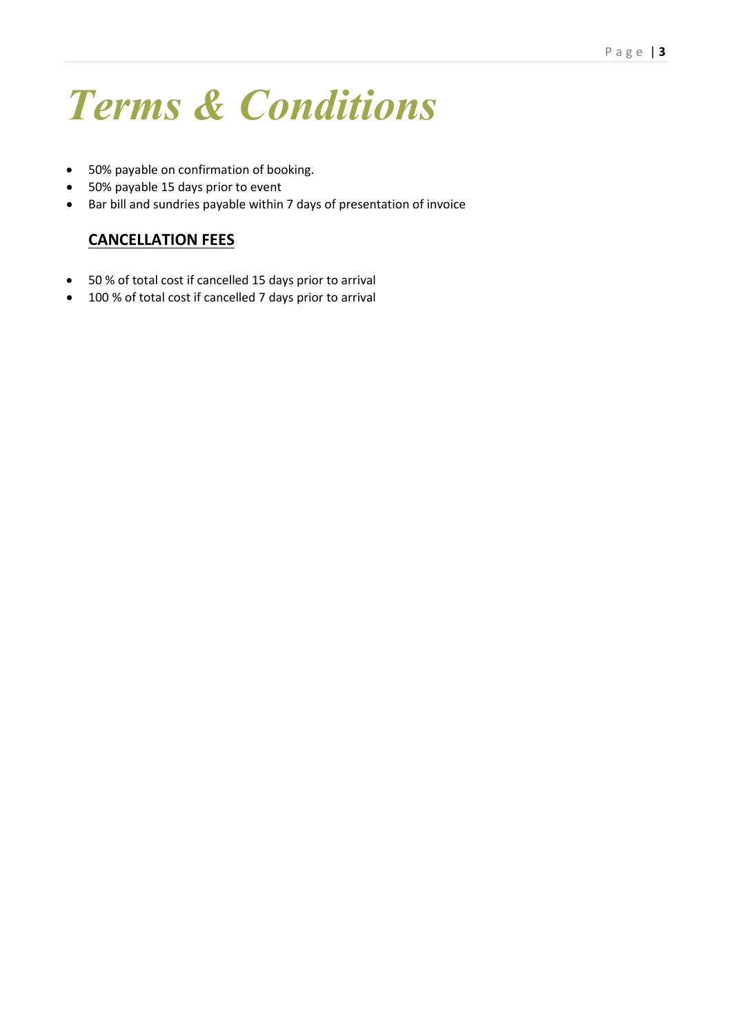# *Terms & Conditions*

- 50% payable on confirmation of booking.
- 50% payable 15 days prior to event
- Bar bill and sundries payable within 7 days of presentation of invoice

## CANCELLATION FEES

- 50 % of total cost if cancelled 15 days prior to arrival
- 100 % of total cost if cancelled 7 days prior to arrival